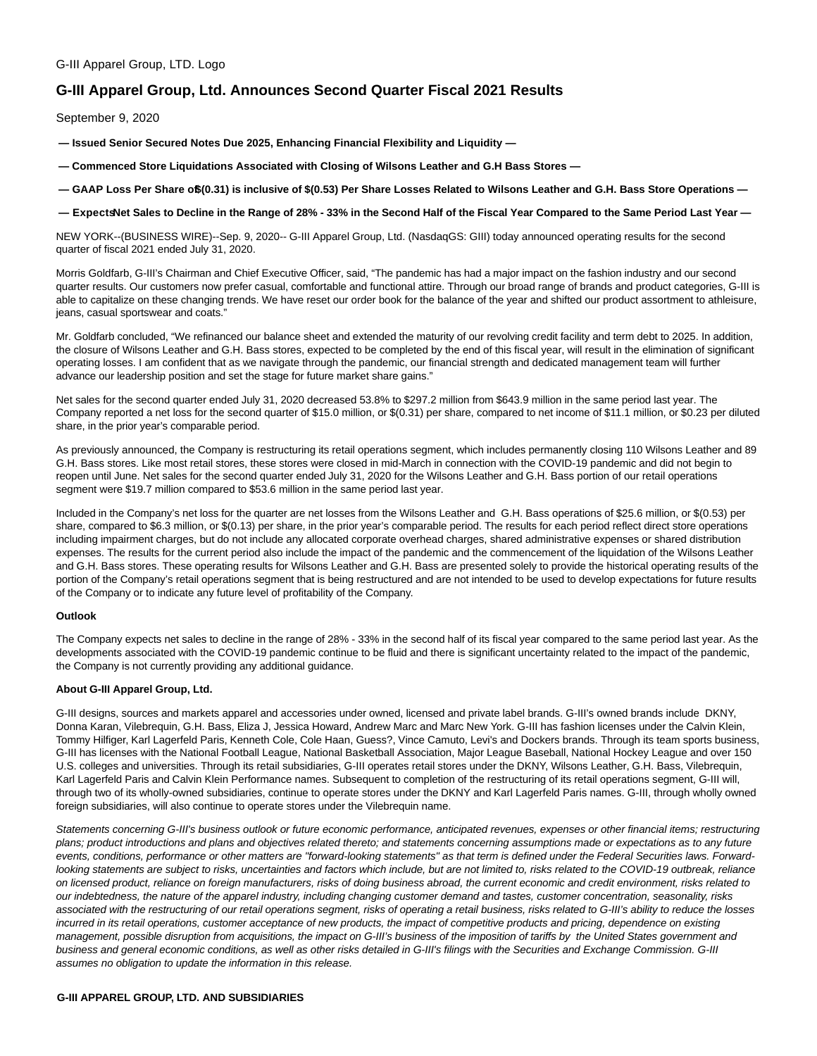G-III Apparel Group, LTD. Logo

# G-III Apparel Group, Ltd. Announces Second Quarter Fiscal 2021 Results

September 9, 2020

**— Issued Senior Secured Notes Due 2025, Enhancing Financial Flexibility and Liquidity —**

**— Commenced Store Liquidations Associated with Closing of Wilsons Leather and G.H Bass Stores —**

**— GAAP Loss Per Share of $(0.31) is inclusive of $(0.53) Per Share Losses Related to Wilsons Leather and G.H. Bass Store Operations —**

**— Expects Net Sales to Decline in the Range of 28% - 33% in the Second Half of the Fiscal Year Compared to the Same Period Last Year —**

NEW YORK--(BUSINESS WIRE)--Sep. 9, 2020-- G-III Apparel Group, Ltd. (NasdaqGS: GIII) today announced operating results for the second quarter of fiscal 2021 ended July 31, 2020.

Morris Goldfarb, G-III's Chairman and Chief Executive Officer, said, "The pandemic has had a major impact on the fashion industry and our second quarter results. Our customers now prefer casual, comfortable and functional attire. Through our broad range of brands and product categories, G-III is able to capitalize on these changing trends. We have reset our order book for the balance of the year and shifted our product assortment to athleisure, jeans, casual sportswear and coats."

Mr. Goldfarb concluded, "We refinanced our balance sheet and extended the maturity of our revolving credit facility and term debt to 2025. In addition, the closure of Wilsons Leather and G.H. Bass stores, expected to be completed by the end of this fiscal year, will result in the elimination of significant operating losses. I am confident that as we navigate through the pandemic, our financial strength and dedicated management team will further advance our leadership position and set the stage for future market share gains."

Net sales for the second quarter ended July 31, 2020 decreased 53.8% to $297.2 million from $643.9 million in the same period last year. The Company reported a net loss for the second quarter of $15.0 million, or $(0.31) per share, compared to net income of $11.1 million, or $0.23 per diluted share, in the prior year's comparable period.

As previously announced, the Company is restructuring its retail operations segment, which includes permanently closing 110 Wilsons Leather and 89 G.H. Bass stores. Like most retail stores, these stores were closed in mid-March in connection with the COVID-19 pandemic and did not begin to reopen until June. Net sales for the second quarter ended July 31, 2020 for the Wilsons Leather and G.H. Bass portion of our retail operations segment were $19.7 million compared to $53.6 million in the same period last year.

Included in the Company's net loss for the quarter are net losses from the Wilsons Leather and G.H. Bass operations of $25.6 million, or $(0.53) per share, compared to $6.3 million, or $(0.13) per share, in the prior year's comparable period. The results for each period reflect direct store operations including impairment charges, but do not include any allocated corporate overhead charges, shared administrative expenses or shared distribution expenses. The results for the current period also include the impact of the pandemic and the commencement of the liquidation of the Wilsons Leather and G.H. Bass stores. These operating results for Wilsons Leather and G.H. Bass are presented solely to provide the historical operating results of the portion of the Company's retail operations segment that is being restructured and are not intended to be used to develop expectations for future results of the Company or to indicate any future level of profitability of the Company.

**Outlook**

The Company expects net sales to decline in the range of 28% - 33% in the second half of its fiscal year compared to the same period last year. As the developments associated with the COVID-19 pandemic continue to be fluid and there is significant uncertainty related to the impact of the pandemic, the Company is not currently providing any additional guidance.

**About G-III Apparel Group, Ltd.**

G-III designs, sources and markets apparel and accessories under owned, licensed and private label brands. G-III's owned brands include DKNY, Donna Karan, Vilebrequin, G.H. Bass, Eliza J, Jessica Howard, Andrew Marc and Marc New York. G-III has fashion licenses under the Calvin Klein, Tommy Hilfiger, Karl Lagerfeld Paris, Kenneth Cole, Cole Haan, Guess?, Vince Camuto, Levi's and Dockers brands. Through its team sports business, G-III has licenses with the National Football League, National Basketball Association, Major League Baseball, National Hockey League and over 150 U.S. colleges and universities. Through its retail subsidiaries, G-III operates retail stores under the DKNY, Wilsons Leather, G.H. Bass, Vilebrequin, Karl Lagerfeld Paris and Calvin Klein Performance names. Subsequent to completion of the restructuring of its retail operations segment, G-III will, through two of its wholly-owned subsidiaries, continue to operate stores under the DKNY and Karl Lagerfeld Paris names. G-III, through wholly owned foreign subsidiaries, will also continue to operate stores under the Vilebrequin name.

*Statements concerning G-III's business outlook or future economic performance, anticipated revenues, expenses or other financial items; restructuring plans; product introductions and plans and objectives related thereto; and statements concerning assumptions made or expectations as to any future events, conditions, performance or other matters are "forward-looking statements" as that term is defined under the Federal Securities laws. Forward-looking statements are subject to risks, uncertainties and factors which include, but are not limited to, risks related to the COVID-19 outbreak, reliance on licensed product, reliance on foreign manufacturers, risks of doing business abroad, the current economic and credit environment, risks related to our indebtedness, the nature of the apparel industry, including changing customer demand and tastes, customer concentration, seasonality, risks associated with the restructuring of our retail operations segment, risks of operating a retail business, risks related to G-III's ability to reduce the losses incurred in its retail operations, customer acceptance of new products, the impact of competitive products and pricing, dependence on existing management, possible disruption from acquisitions, the impact on G-III's business of the imposition of tariffs by the United States government and business and general economic conditions, as well as other risks detailed in G-III's filings with the Securities and Exchange Commission. G-III assumes no obligation to update the information in this release.*

**G-III APPAREL GROUP, LTD. AND SUBSIDIARIES**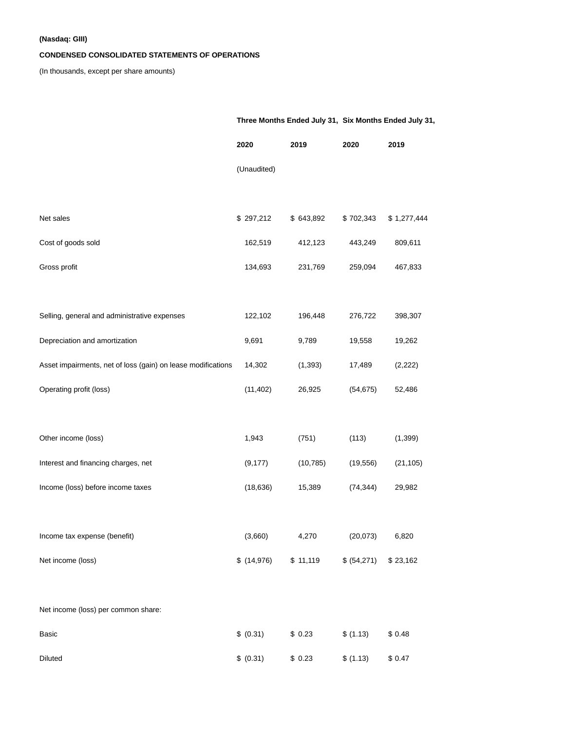**(Nasdaq: GIII)**

**CONDENSED CONSOLIDATED STATEMENTS OF OPERATIONS**

(In thousands, except per share amounts)

| | **Three Months Ended July 31,** | | **Six Months Ended July 31,** | |
|---|---|---|---|---|
| | **2020** | **2019** | **2020** | **2019** |
| | (Unaudited) | | | |
| Net sales | $ 297,212 | $ 643,892 | $ 702,343 | $ 1,277,444 |
| Cost of goods sold | 162,519 | 412,123 | 443,249 | 809,611 |
| Gross profit | 134,693 | 231,769 | 259,094 | 467,833 |
| Selling, general and administrative expenses | 122,102 | 196,448 | 276,722 | 398,307 |
| Depreciation and amortization | 9,691 | 9,789 | 19,558 | 19,262 |
| Asset impairments, net of loss (gain) on lease modifications | 14,302 | (1,393) | 17,489 | (2,222) |
| Operating profit (loss) | (11,402) | 26,925 | (54,675) | 52,486 |
| Other income (loss) | 1,943 | (751) | (113) | (1,399) |
| Interest and financing charges, net | (9,177) | (10,785) | (19,556) | (21,105) |
| Income (loss) before income taxes | (18,636) | 15,389 | (74,344) | 29,982 |
| Income tax expense (benefit) | (3,660) | 4,270 | (20,073) | 6,820 |
| Net income (loss) | $ (14,976) | $ 11,119 | $ (54,271) | $ 23,162 |
| Net income (loss) per common share: | | | | |
| Basic | $ (0.31) | $ 0.23 | $ (1.13) | $ 0.48 |
| Diluted | $ (0.31) | $ 0.23 | $ (1.13) | $ 0.47 |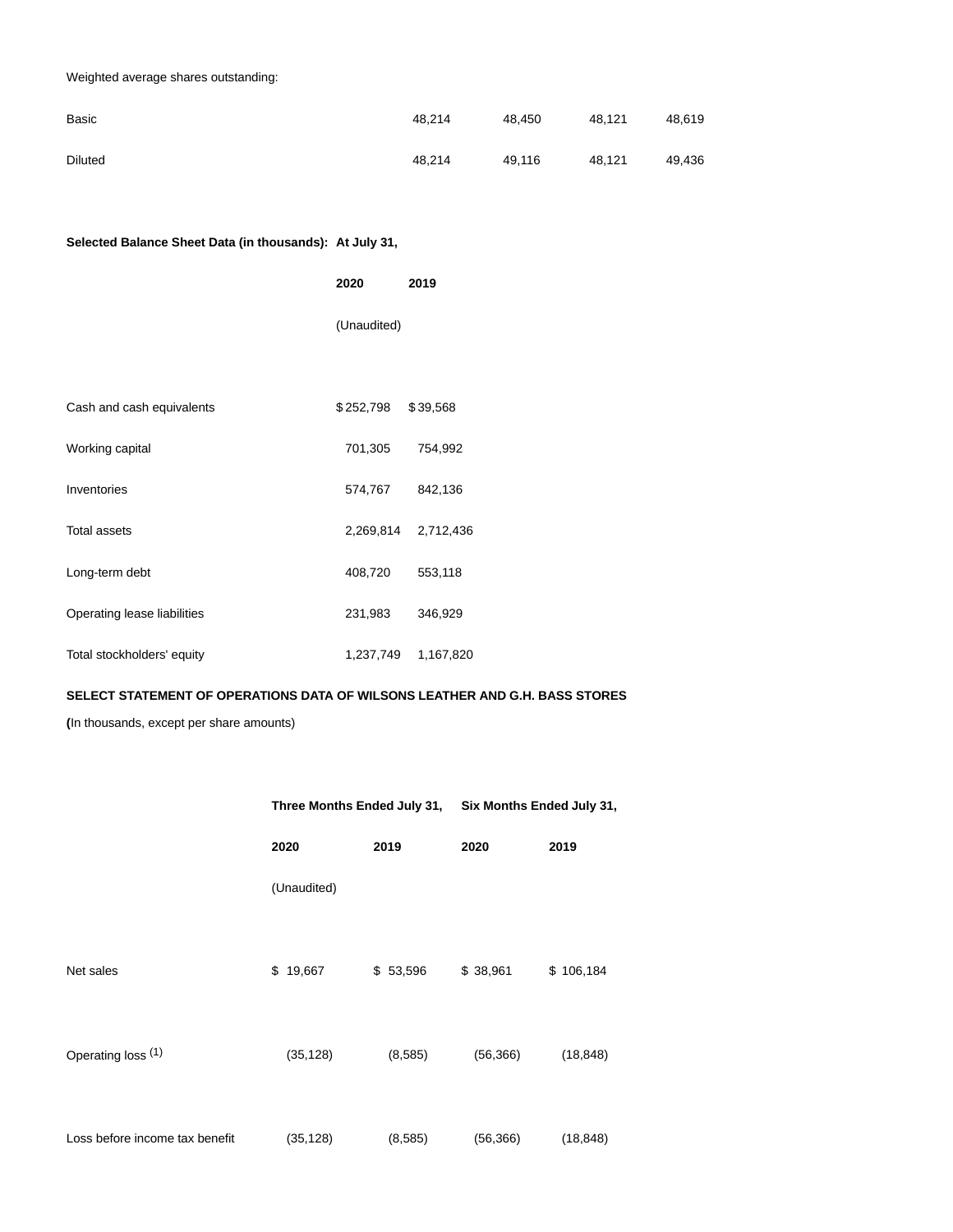| Weighted average shares outstanding: | | | | |
| --- | --- | --- | --- | --- |
| Basic | 48,214 | 48,450 | 48,121 | 48,619 |
| Diluted | 48,214 | 49,116 | 48,121 | 49,436 |

**Selected Balance Sheet Data (in thousands): At July 31,**

| | 2020 | 2019 |
| --- | --- | --- |
| | (Unaudited) | |
| Cash and cash equivalents | $ 252,798 | $ 39,568 |
| Working capital | 701,305 | 754,992 |
| Inventories | 574,767 | 842,136 |
| Total assets | 2,269,814 | 2,712,436 |
| Long-term debt | 408,720 | 553,118 |
| Operating lease liabilities | 231,983 | 346,929 |
| Total stockholders' equity | 1,237,749 | 1,167,820 |

**SELECT STATEMENT OF OPERATIONS DATA OF WILSONS LEATHER AND G.H. BASS STORES**

**(**In thousands, except per share amounts)

| | Three Months Ended July 31, | | Six Months Ended July 31, | |
| --- | --- | --- | --- | --- |
| | 2020 | 2019 | 2020 | 2019 |
| | (Unaudited) | | | |
| Net sales | $ 19,667 | $ 53,596 | $ 38,961 | $ 106,184 |
| Operating loss (1) | (35,128) | (8,585) | (56,366) | (18,848) |
| Loss before income tax benefit | (35,128) | (8,585) | (56,366) | (18,848) |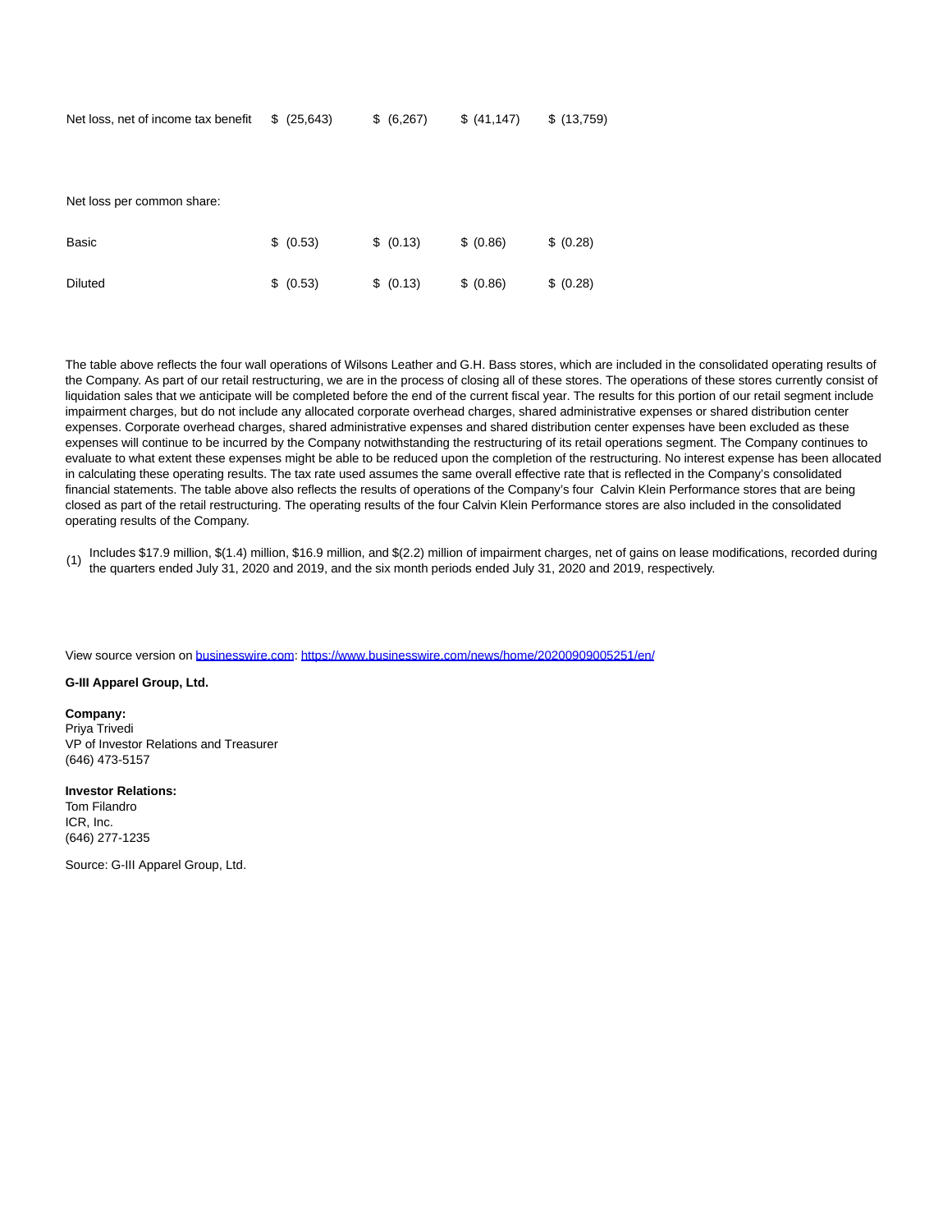| | | | | |
|---|---|---|---|---|
| Net loss, net of income tax benefit | $ (25,643) | $ (6,267) | $ (41,147) | $ (13,759) |
| Net loss per common share: | | | | |
| Basic | $ (0.53) | $ (0.13) | $ (0.86) | $ (0.28) |
| Diluted | $ (0.53) | $ (0.13) | $ (0.86) | $ (0.28) |

The table above reflects the four wall operations of Wilsons Leather and G.H. Bass stores, which are included in the consolidated operating results of the Company. As part of our retail restructuring, we are in the process of closing all of these stores. The operations of these stores currently consist of liquidation sales that we anticipate will be completed before the end of the current fiscal year. The results for this portion of our retail segment include impairment charges, but do not include any allocated corporate overhead charges, shared administrative expenses or shared distribution center expenses. Corporate overhead charges, shared administrative expenses and shared distribution center expenses have been excluded as these expenses will continue to be incurred by the Company notwithstanding the restructuring of its retail operations segment. The Company continues to evaluate to what extent these expenses might be able to be reduced upon the completion of the restructuring. No interest expense has been allocated in calculating these operating results. The tax rate used assumes the same overall effective rate that is reflected in the Company's consolidated financial statements. The table above also reflects the results of operations of the Company's four Calvin Klein Performance stores that are being closed as part of the retail restructuring. The operating results of the four Calvin Klein Performance stores are also included in the consolidated operating results of the Company.

(1) Includes $17.9 million, $(1.4) million, $16.9 million, and $(2.2) million of impairment charges, net of gains on lease modifications, recorded during the quarters ended July 31, 2020 and 2019, and the six month periods ended July 31, 2020 and 2019, respectively.

View source version on [businesswire.com](https://www.businesswire.com): [https://www.businesswire.com/news/home/20200909005251/en/](https://www.businesswire.com/news/home/20200909005251/en/)

**G-III Apparel Group, Ltd.**

**Company:**
Priya Trivedi
VP of Investor Relations and Treasurer
(646) 473-5157

**Investor Relations:**
Tom Filandro
ICR, Inc.
(646) 277-1235

Source: G-III Apparel Group, Ltd.